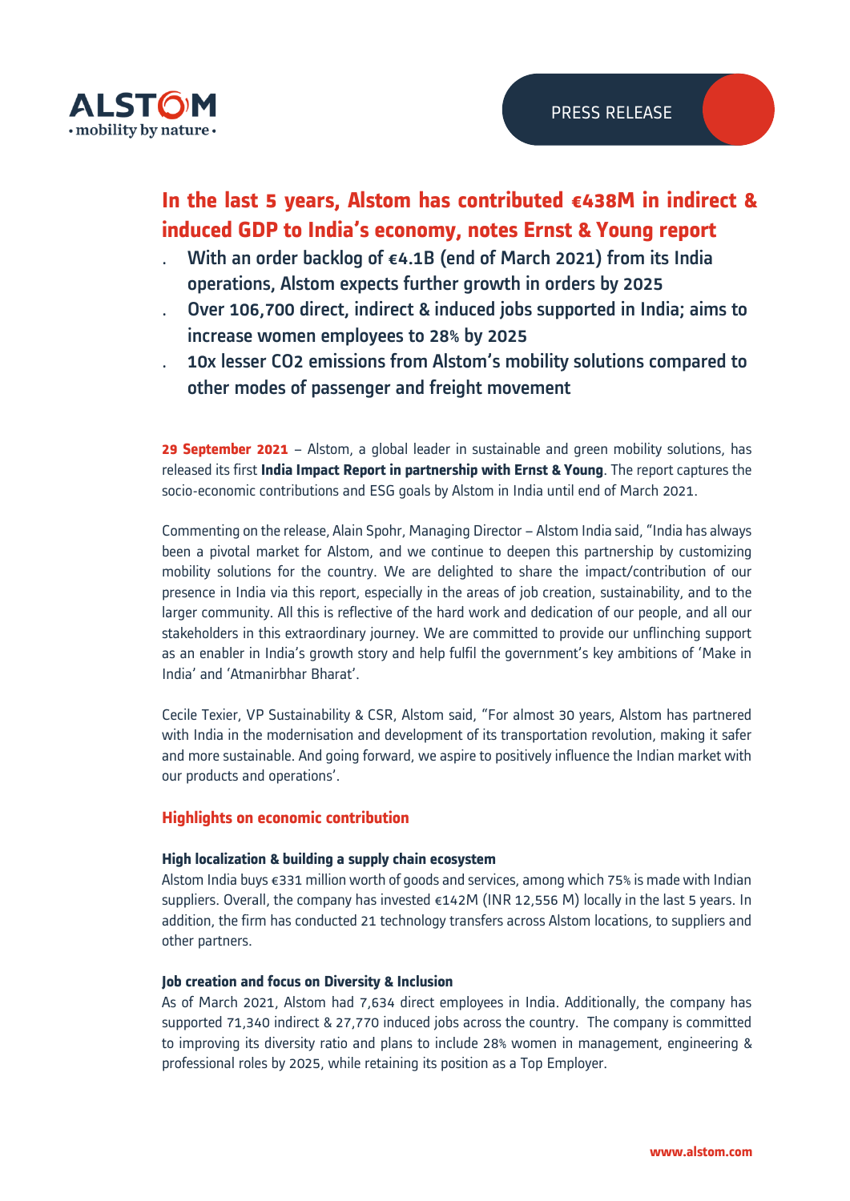ALSTOM
• mobility by nature •

PRESS RELEASE

# In the last 5 years, Alstom has contributed €438M in indirect & induced GDP to India's economy, notes Ernst & Young report

- **With an order backlog of €4.1B (end of March 2021) from its India operations, Alstom expects further growth in orders by 2025**
- **Over 106,700 direct, indirect & induced jobs supported in India; aims to increase women employees to 28% by 2025**
- **10x lesser CO2 emissions from Alstom's mobility solutions compared to other modes of passenger and freight movement**

**29 September 2021** – Alstom, a global leader in sustainable and green mobility solutions, has released its first **India Impact Report in partnership with Ernst & Young**. The report captures the socio-economic contributions and ESG goals by Alstom in India until end of March 2021.

Commenting on the release, Alain Spohr, Managing Director – Alstom India said, "India has always been a pivotal market for Alstom, and we continue to deepen this partnership by customizing mobility solutions for the country. We are delighted to share the impact/contribution of our presence in India via this report, especially in the areas of job creation, sustainability, and to the larger community. All this is reflective of the hard work and dedication of our people, and all our stakeholders in this extraordinary journey. We are committed to provide our unflinching support as an enabler in India's growth story and help fulfil the government's key ambitions of 'Make in India' and 'Atmanirbhar Bharat'.

Cecile Texier, VP Sustainability & CSR, Alstom said, "For almost 30 years, Alstom has partnered with India in the modernisation and development of its transportation revolution, making it safer and more sustainable. And going forward, we aspire to positively influence the Indian market with our products and operations'.

## Highlights on economic contribution

### High localization & building a supply chain ecosystem

Alstom India buys €331 million worth of goods and services, among which 75% is made with Indian suppliers. Overall, the company has invested €142M (INR 12,556 M) locally in the last 5 years. In addition, the firm has conducted 21 technology transfers across Alstom locations, to suppliers and other partners.

### Job creation and focus on Diversity & Inclusion

As of March 2021, Alstom had 7,634 direct employees in India. Additionally, the company has supported 71,340 indirect & 27,770 induced jobs across the country. The company is committed to improving its diversity ratio and plans to include 28% women in management, engineering & professional roles by 2025, while retaining its position as a Top Employer.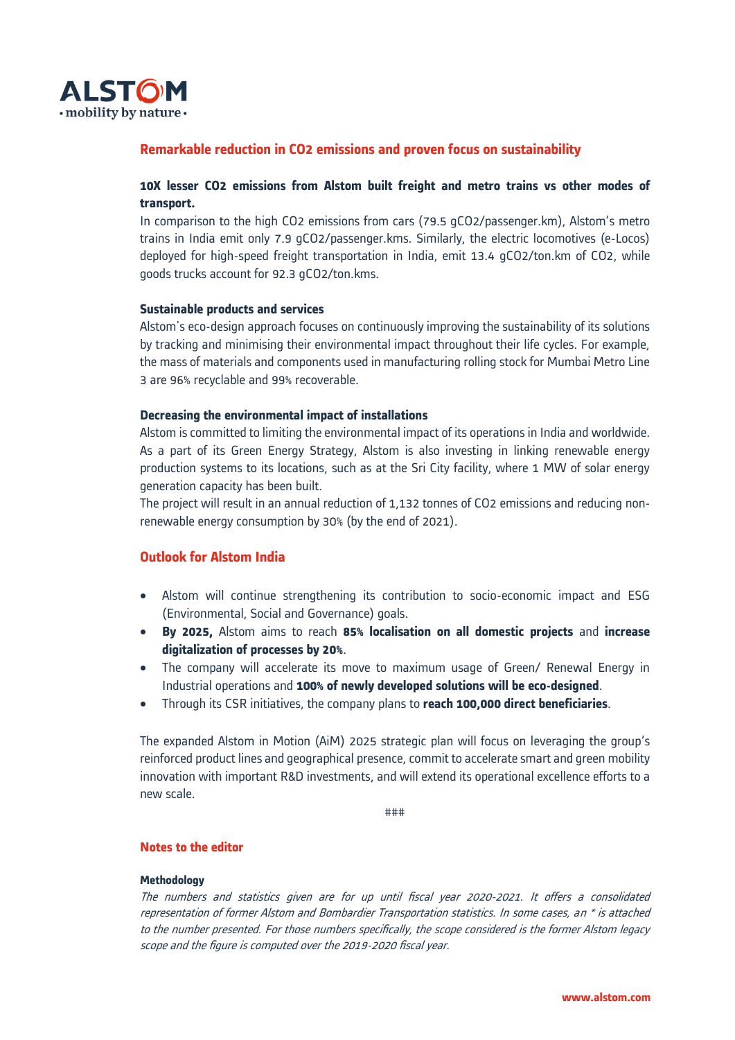## Remarkable reduction in $CO_2$ emissions and proven focus on sustainability

**10X lesser $CO_2$ emissions from Alstom built freight and metro trains vs other modes of transport.**

In comparison to the high $CO_2$ emissions from cars (79.5 $gCO_2$/passenger.km), Alstom's metro trains in India emit only 7.9 $gCO_2$/passenger.kms. Similarly, the electric locomotives (e-Locos) deployed for high-speed freight transportation in India, emit 13.4 $gCO_2$/ton.km of $CO_2$, while goods trucks account for 92.3 $gCO_2$/ton.kms.

**Sustainable products and services**

Alstom's eco-design approach focuses on continuously improving the sustainability of its solutions by tracking and minimising their environmental impact throughout their life cycles. For example, the mass of materials and components used in manufacturing rolling stock for Mumbai Metro Line 3 are 96% recyclable and 99% recoverable.

**Decreasing the environmental impact of installations**

Alstom is committed to limiting the environmental impact of its operations in India and worldwide. As a part of its Green Energy Strategy, Alstom is also investing in linking renewable energy production systems to its locations, such as at the Sri City facility, where 1 MW of solar energy generation capacity has been built.

The project will result in an annual reduction of 1,132 tonnes of $CO_2$ emissions and reducing non-renewable energy consumption by 30% (by the end of 2021).

## Outlook for Alstom India

- Alstom will continue strengthening its contribution to socio-economic impact and ESG (Environmental, Social and Governance) goals.
- **By 2025,** Alstom aims to reach **85% localisation on all domestic projects** and **increase digitalization of processes by 20%**.
- The company will accelerate its move to maximum usage of Green/ Renewal Energy in Industrial operations and **100% of newly developed solutions will be eco-designed**.
- Through its CSR initiatives, the company plans to **reach 100,000 direct beneficiaries**.

The expanded Alstom in Motion (AiM) 2025 strategic plan will focus on leveraging the group's reinforced product lines and geographical presence, commit to accelerate smart and green mobility innovation with important R&D investments, and will extend its operational excellence efforts to a new scale.

###

## Notes to the editor

**Methodology**

*The numbers and statistics given are for up until fiscal year 2020-2021. It offers a consolidated representation of former Alstom and Bombardier Transportation statistics. In some cases, an * is attached to the number presented. For those numbers specifically, the scope considered is the former Alstom legacy scope and the figure is computed over the 2019-2020 fiscal year.*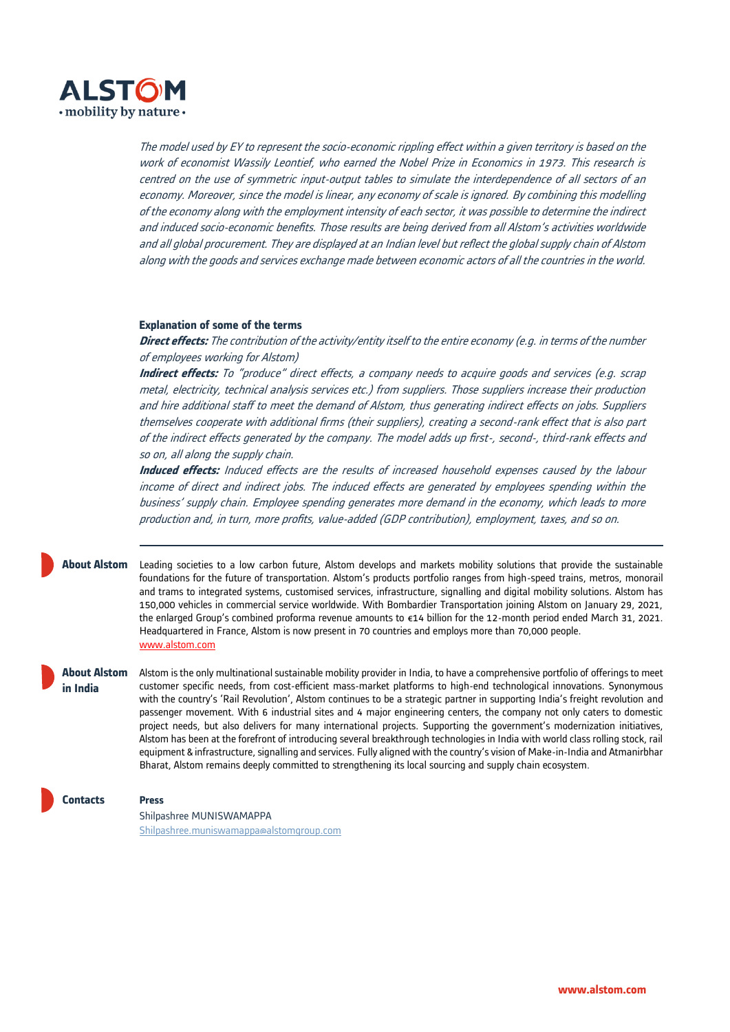*The model used by EY to represent the socio-economic rippling effect within a given territory is based on the work of economist Wassily Leontief, who earned the Nobel Prize in Economics in 1973. This research is centred on the use of symmetric input-output tables to simulate the interdependence of all sectors of an economy. Moreover, since the model is linear, any economy of scale is ignored. By combining this modelling of the economy along with the employment intensity of each sector, it was possible to determine the indirect and induced socio-economic benefits. Those results are being derived from all Alstom's activities worldwide and all global procurement. They are displayed at an Indian level but reflect the global supply chain of Alstom along with the goods and services exchange made between economic actors of all the countries in the world.*

**Explanation of some of the terms**

***Direct effects:*** *The contribution of the activity/entity itself to the entire economy (e.g. in terms of the number of employees working for Alstom)*

***Indirect effects:*** *To "produce" direct effects, a company needs to acquire goods and services (e.g. scrap metal, electricity, technical analysis services etc.) from suppliers. Those suppliers increase their production and hire additional staff to meet the demand of Alstom, thus generating indirect effects on jobs. Suppliers themselves cooperate with additional firms (their suppliers), creating a second-rank effect that is also part of the indirect effects generated by the company. The model adds up first-, second-, third-rank effects and so on, all along the supply chain.*

***Induced effects:*** *Induced effects are the results of increased household expenses caused by the labour income of direct and indirect jobs. The induced effects are generated by employees spending within the business' supply chain. Employee spending generates more demand in the economy, which leads to more production and, in turn, more profits, value-added (GDP contribution), employment, taxes, and so on.*

---

**About Alstom**

Leading societies to a low carbon future, Alstom develops and markets mobility solutions that provide the sustainable foundations for the future of transportation. Alstom's products portfolio ranges from high-speed trains, metros, monorail and trams to integrated systems, customised services, infrastructure, signalling and digital mobility solutions. Alstom has 150,000 vehicles in commercial service worldwide. With Bombardier Transportation joining Alstom on January 29, 2021, the enlarged Group's combined proforma revenue amounts to €14 billion for the 12-month period ended March 31, 2021. Headquartered in France, Alstom is now present in 70 countries and employs more than 70,000 people.
www.alstom.com

**About Alstom in India**

Alstom is the only multinational sustainable mobility provider in India, to have a comprehensive portfolio of offerings to meet customer specific needs, from cost-efficient mass-market platforms to high-end technological innovations. Synonymous with the country's 'Rail Revolution', Alstom continues to be a strategic partner in supporting India's freight revolution and passenger movement. With 6 industrial sites and 4 major engineering centers, the company not only caters to domestic project needs, but also delivers for many international projects. Supporting the government's modernization initiatives, Alstom has been at the forefront of introducing several breakthrough technologies in India with world class rolling stock, rail equipment & infrastructure, signalling and services. Fully aligned with the country's vision of Make-in-India and Atmanirbhar Bharat, Alstom remains deeply committed to strengthening its local sourcing and supply chain ecosystem.

**Contacts**

**Press**
Shilpashree MUNISWAMAPPA
Shilpashree.muniswamappa@alstomgroup.com